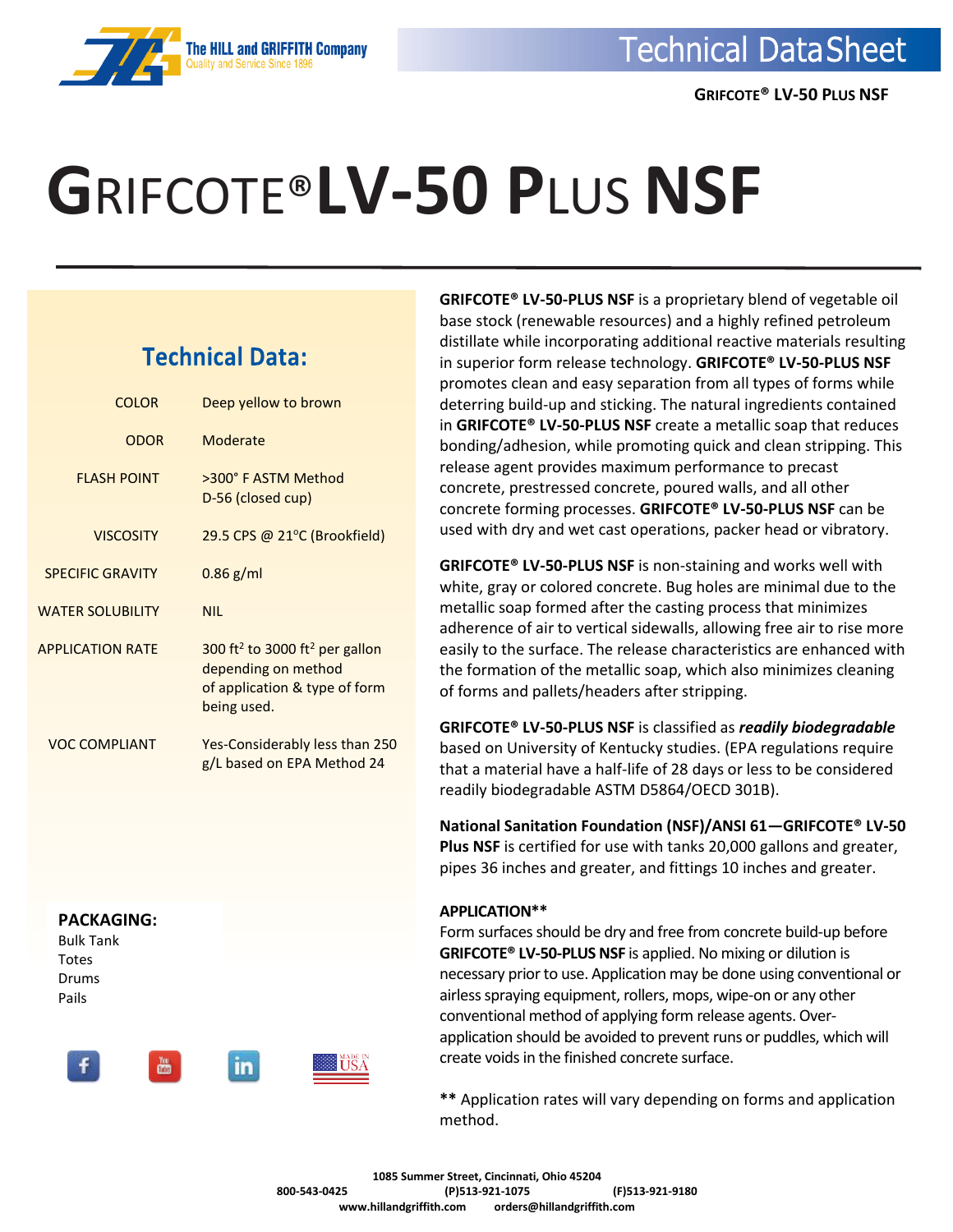# GRIFCOTE® LV-50 PLUS NSF

## Technical Data:

| | |
|---|---|
| COLOR | Deep yellow to brown |
| ODOR | Moderate |
| FLASH POINT | >300° F ASTM Method D-56 (closed cup) |
| VISCOSITY | 29.5 CPS @ 21°C (Brookfield) |
| SPECIFIC GRAVITY | 0.86 g/ml |
| WATER SOLUBILITY | NIL |
| APPLICATION RATE | 300 ft$^2$ to 3000 ft$^2$ per gallon depending on method of application & type of form being used. |
| VOC COMPLIANT | Yes-Considerably less than 250 g/L based on EPA Method 24 |

**PACKAGING:**

Bulk Tank
Totes
Drums
Pails

**GRIFCOTE® LV-50-PLUS NSF** is a proprietary blend of vegetable oil base stock (renewable resources) and a highly refined petroleum distillate while incorporating additional reactive materials resulting in superior form release technology. **GRIFCOTE® LV-50-PLUS NSF** promotes clean and easy separation from all types of forms while deterring build-up and sticking. The natural ingredients contained in **GRIFCOTE® LV-50-PLUS NSF** create a metallic soap that reduces bonding/adhesion, while promoting quick and clean stripping. This release agent provides maximum performance to precast concrete, prestressed concrete, poured walls, and all other concrete forming processes. **GRIFCOTE® LV-50-PLUS NSF** can be used with dry and wet cast operations, packer head or vibratory.

**GRIFCOTE® LV-50-PLUS NSF** is non-staining and works well with white, gray or colored concrete. Bug holes are minimal due to the metallic soap formed after the casting process that minimizes adherence of air to vertical sidewalls, allowing free air to rise more easily to the surface. The release characteristics are enhanced with the formation of the metallic soap, which also minimizes cleaning of forms and pallets/headers after stripping.

**GRIFCOTE® LV-50-PLUS NSF** is classified as ***readily biodegradable*** based on University of Kentucky studies. (EPA regulations require that a material have a half-life of 28 days or less to be considered readily biodegradable ASTM D5864/OECD 301B).

**National Sanitation Foundation (NSF)/ANSI 61—GRIFCOTE® LV-50 Plus NSF** is certified for use with tanks 20,000 gallons and greater, pipes 36 inches and greater, and fittings 10 inches and greater.

**APPLICATION****

Form surfaces should be dry and free from concrete build-up before **GRIFCOTE® LV-50-PLUS NSF** is applied. No mixing or dilution is necessary prior to use. Application may be done using conventional or airless spraying equipment, rollers, mops, wipe-on or any other conventional method of applying form release agents. Over-application should be avoided to prevent runs or puddles, which will create voids in the finished concrete surface.

**\*\*** Application rates will vary depending on forms and application method.

1085 Summer Street, Cincinnati, Ohio 45204
800-543-0425 (P)513-921-1075 (F)513-921-9180
www.hillandgriffith.com orders@hillandgriffith.com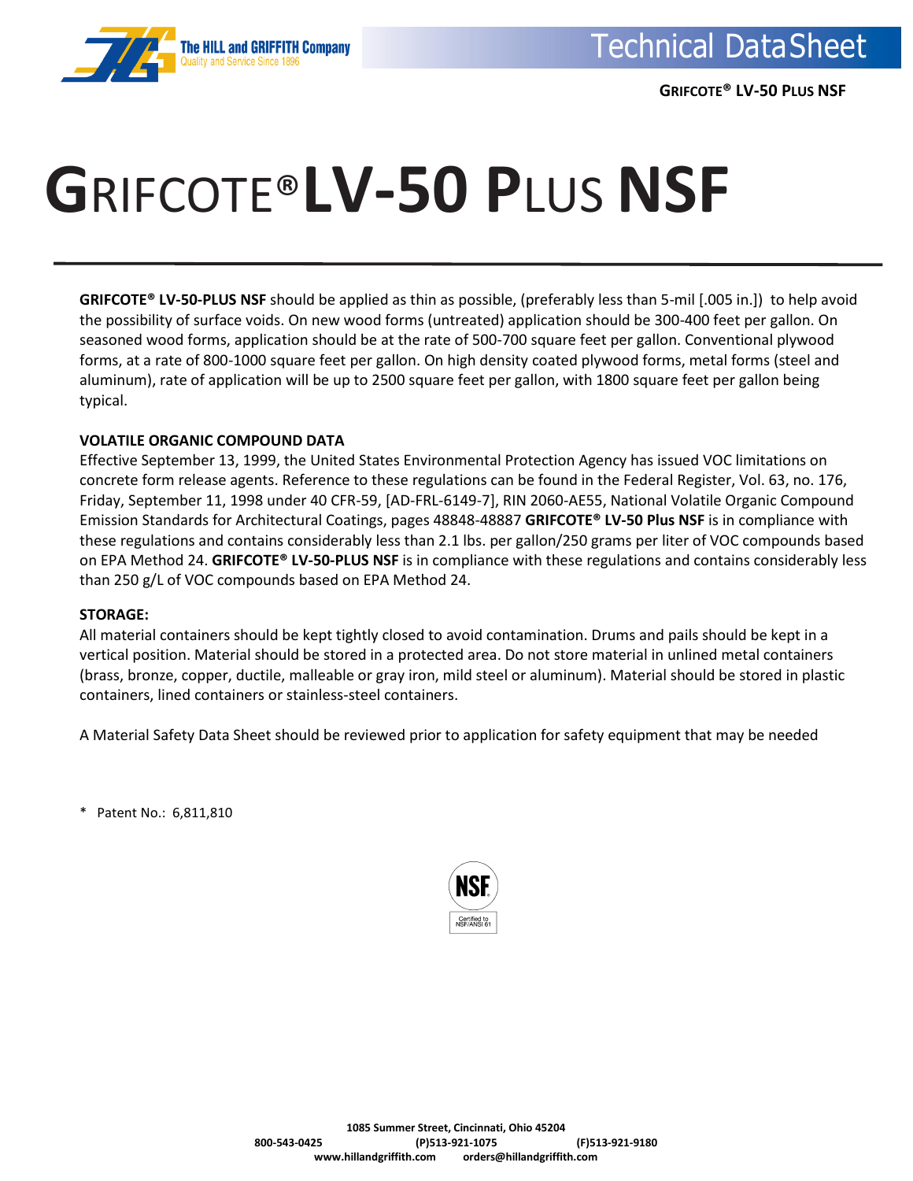# GRIFCOTE® LV-50 PLUS NSF

**GRIFCOTE® LV-50-PLUS NSF** should be applied as thin as possible, (preferably less than 5-mil [.005 in.]) to help avoid the possibility of surface voids. On new wood forms (untreated) application should be 300-400 feet per gallon. On seasoned wood forms, application should be at the rate of 500-700 square feet per gallon. Conventional plywood forms, at a rate of 800-1000 square feet per gallon. On high density coated plywood forms, metal forms (steel and aluminum), rate of application will be up to 2500 square feet per gallon, with 1800 square feet per gallon being typical.

**VOLATILE ORGANIC COMPOUND DATA**

Effective September 13, 1999, the United States Environmental Protection Agency has issued VOC limitations on concrete form release agents. Reference to these regulations can be found in the Federal Register, Vol. 63, no. 176, Friday, September 11, 1998 under 40 CFR-59, [AD-FRL-6149-7], RIN 2060-AE55, National Volatile Organic Compound Emission Standards for Architectural Coatings, pages 48848-48887 **GRIFCOTE® LV-50 Plus NSF** is in compliance with these regulations and contains considerably less than 2.1 lbs. per gallon/250 grams per liter of VOC compounds based on EPA Method 24. **GRIFCOTE® LV-50-PLUS NSF** is in compliance with these regulations and contains considerably less than 250 g/L of VOC compounds based on EPA Method 24.

**STORAGE:**

All material containers should be kept tightly closed to avoid contamination. Drums and pails should be kept in a vertical position. Material should be stored in a protected area. Do not store material in unlined metal containers (brass, bronze, copper, ductile, malleable or gray iron, mild steel or aluminum). Material should be stored in plastic containers, lined containers or stainless-steel containers.

A Material Safety Data Sheet should be reviewed prior to application for safety equipment that may be needed

\* Patent No.: 6,811,810

NSF
Certified to NSF/ANSI 61

1085 Summer Street, Cincinnati, Ohio 45204
800-543-0425 (P)513-921-1075 (F)513-921-9180
www.hillandgriffith.com orders@hillandgriffith.com